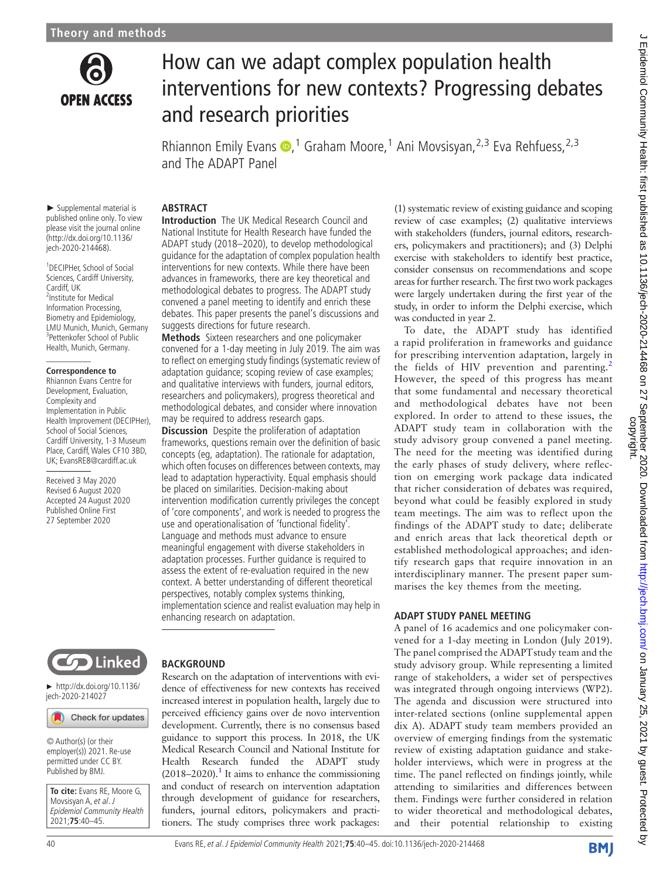# How can we adapt complex population health interventions for new contexts? Progressing debates and research priorities

Rhiannon Emily Evans,[1] Graham Moore,[1] Ani Movsisyan,[2,3] Eva Rehfuess,[2,3] and The ADAPT Panel

► Supplemental material is published online only. To view please visit the journal online (http://dx.doi.org/10.1136/jech-2020-214468).

[1]DECIPHer, School of Social Sciences, Cardiff University, Cardiff, UK
[2]Institute for Medical Information Processing, Biometry and Epidemiology, LMU Munich, Munich, Germany
[3]Pettenkofer School of Public Health, Munich, Germany.

**Correspondence to**
Rhiannon Evans Centre for Development, Evaluation, Complexity and Implementation in Public Health Improvement (DECIPHer), School of Social Sciences, Cardiff University, 1-3 Museum Place, Cardiff, Wales CF10 3BD, UK; EvansRE8@cardiff.ac.uk

Received 3 May 2020
Revised 6 August 2020
Accepted 24 August 2020
Published Online First 27 September 2020

► http://dx.doi.org/10.1136/jech-2020-214027

© Author(s) (or their employer(s)) 2021. Re-use permitted under CC BY. Published by BMJ.

**To cite:** Evans RE, Moore G, Movsisyan A, *et al*. *J Epidemiol Community Health* 2021;**75**:40–45.

## ABSTRACT

**Introduction** The UK Medical Research Council and National Institute for Health Research have funded the ADAPT study (2018–2020), to develop methodological guidance for the adaptation of complex population health interventions for new contexts. While there have been advances in frameworks, there are key theoretical and methodological debates to progress. The ADAPT study convened a panel meeting to identify and enrich these debates. This paper presents the panel's discussions and suggests directions for future research.

**Methods** Sixteen researchers and one policymaker convened for a 1-day meeting in July 2019. The aim was to reflect on emerging study findings (systematic review of adaptation guidance; scoping review of case examples; and qualitative interviews with funders, journal editors, researchers and policymakers), progress theoretical and methodological debates, and consider where innovation may be required to address research gaps.

**Discussion** Despite the proliferation of adaptation frameworks, questions remain over the definition of basic concepts (eg, adaptation). The rationale for adaptation, which often focuses on differences between contexts, may lead to adaptation hyperactivity. Equal emphasis should be placed on similarities. Decision-making about intervention modification currently privileges the concept of 'core components', and work is needed to progress the use and operationalisation of 'functional fidelity'. Language and methods must advance to ensure meaningful engagement with diverse stakeholders in adaptation processes. Further guidance is required to assess the extent of re-evaluation required in the new context. A better understanding of different theoretical perspectives, notably complex systems thinking, implementation science and realist evaluation may help in enhancing research on adaptation.

## BACKGROUND

Research on the adaptation of interventions with evidence of effectiveness for new contexts has received increased interest in population health, largely due to perceived efficiency gains over de novo intervention development. Currently, there is no consensus based guidance to support this process. In 2018, the UK Medical Research Council and National Institute for Health Research funded the ADAPT study (2018–2020).[1] It aims to enhance the commissioning and conduct of research on intervention adaptation through development of guidance for researchers, funders, journal editors, policymakers and practitioners. The study comprises three work packages: (1) systematic review of existing guidance and scoping review of case examples; (2) qualitative interviews with stakeholders (funders, journal editors, researchers, policymakers and practitioners); and (3) Delphi exercise with stakeholders to identify best practice, consider consensus on recommendations and scope areas for further research. The first two work packages were largely undertaken during the first year of the study, in order to inform the Delphi exercise, which was conducted in year 2.

To date, the ADAPT study has identified a rapid proliferation in frameworks and guidance for prescribing intervention adaptation, largely in the fields of HIV prevention and parenting.[2] However, the speed of this progress has meant that some fundamental and necessary theoretical and methodological debates have not been explored. In order to attend to these issues, the ADAPT study team in collaboration with the study advisory group convened a panel meeting. The need for the meeting was identified during the early phases of study delivery, where reflection on emerging work package data indicated that richer consideration of debates was required, beyond what could be feasibly explored in study team meetings. The aim was to reflect upon the findings of the ADAPT study to date; deliberate and enrich areas that lack theoretical depth or established methodological approaches; and identify research gaps that require innovation in an interdisciplinary manner. The present paper summarises the key themes from the meeting.

## ADAPT STUDY PANEL MEETING

A panel of 16 academics and one policymaker convened for a 1-day meeting in London (July 2019). The panel comprised the ADAPT study team and the study advisory group. While representing a limited range of stakeholders, a wider set of perspectives was integrated through ongoing interviews (WP2). The agenda and discussion were structured into inter-related sections (online supplemental appendix A). ADAPT study team members provided an overview of emerging findings from the systematic review of existing adaptation guidance and stakeholder interviews, which were in progress at the time. The panel reflected on findings jointly, while attending to similarities and differences between them. Findings were further considered in relation to wider theoretical and methodological debates, and their potential relationship to existing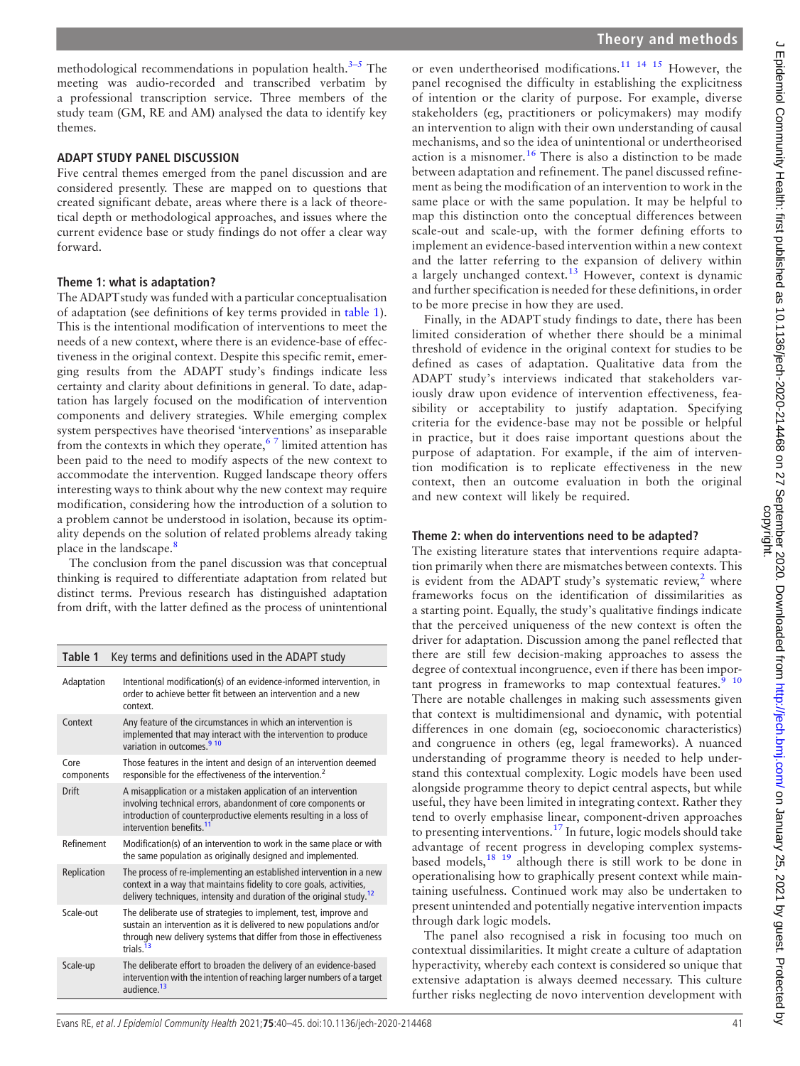methodological recommendations in population health.[3–5] The meeting was audio-recorded and transcribed verbatim by a professional transcription service. Three members of the study team (GM, RE and AM) analysed the data to identify key themes.

## ADAPT STUDY PANEL DISCUSSION

Five central themes emerged from the panel discussion and are considered presently. These are mapped on to questions that created significant debate, areas where there is a lack of theoretical depth or methodological approaches, and issues where the current evidence base or study findings do not offer a clear way forward.

### Theme 1: what is adaptation?

The ADAPT study was funded with a particular conceptualisation of adaptation (see definitions of key terms provided in table 1). This is the intentional modification of interventions to meet the needs of a new context, where there is an evidence-base of effectiveness in the original context. Despite this specific remit, emerging results from the ADAPT study's findings indicate less certainty and clarity about definitions in general. To date, adaptation has largely focused on the modification of intervention components and delivery strategies. While emerging complex system perspectives have theorised 'interventions' as inseparable from the contexts in which they operate,[6 7] limited attention has been paid to the need to modify aspects of the new context to accommodate the intervention. Rugged landscape theory offers interesting ways to think about why the new context may require modification, considering how the introduction of a solution to a problem cannot be understood in isolation, because its optimality depends on the solution of related problems already taking place in the landscape.[8]

The conclusion from the panel discussion was that conceptual thinking is required to differentiate adaptation from related but distinct terms. Previous research has distinguished adaptation from drift, with the latter defined as the process of unintentional or even undertheorised modifications.[11 14 15] However, the panel recognised the difficulty in establishing the explicitness of intention or the clarity of purpose. For example, diverse stakeholders (eg, practitioners or policymakers) may modify an intervention to align with their own understanding of causal mechanisms, and so the idea of unintentional or undertheorised action is a misnomer.[16] There is also a distinction to be made between adaptation and refinement. The panel discussed refinement as being the modification of an intervention to work in the same place or with the same population. It may be helpful to map this distinction onto the conceptual differences between scale-out and scale-up, with the former defining efforts to implement an evidence-based intervention within a new context and the latter referring to the expansion of delivery within a largely unchanged context.[13] However, context is dynamic and further specification is needed for these definitions, in order to be more precise in how they are used.

Finally, in the ADAPT study findings to date, there has been limited consideration of whether there should be a minimal threshold of evidence in the original context for studies to be defined as cases of adaptation. Qualitative data from the ADAPT study's interviews indicated that stakeholders variously draw upon evidence of intervention effectiveness, feasibility or acceptability to justify adaptation. Specifying criteria for the evidence-base may not be possible or helpful in practice, but it does raise important questions about the purpose of adaptation. For example, if the aim of intervention modification is to replicate effectiveness in the new context, then an outcome evaluation in both the original and new context will likely be required.

**Table 1** Key terms and definitions used in the ADAPT study

| | |
|---|---|
| Adaptation | Intentional modification(s) of an evidence-informed intervention, in order to achieve better fit between an intervention and a new context. |
| Context | Any feature of the circumstances in which an intervention is implemented that may interact with the intervention to produce variation in outcomes.[9 10] |
| Core components | Those features in the intent and design of an intervention deemed responsible for the effectiveness of the intervention.[2] |
| Drift | A misapplication or a mistaken application of an intervention involving technical errors, abandonment of core components or introduction of counterproductive elements resulting in a loss of intervention benefits.[11] |
| Refinement | Modification(s) of an intervention to work in the same place or with the same population as originally designed and implemented. |
| Replication | The process of re-implementing an established intervention in a new context in a way that maintains fidelity to core goals, activities, delivery techniques, intensity and duration of the original study.[12] |
| Scale-out | The deliberate use of strategies to implement, test, improve and sustain an intervention as it is delivered to new populations and/or through new delivery systems that differ from those in effectiveness trials.[13] |
| Scale-up | The deliberate effort to broaden the delivery of an evidence-based intervention with the intention of reaching larger numbers of a target audience.[13] |

### Theme 2: when do interventions need to be adapted?

The existing literature states that interventions require adaptation primarily when there are mismatches between contexts. This is evident from the ADAPT study's systematic review,[2] where frameworks focus on the identification of dissimilarities as a starting point. Equally, the study's qualitative findings indicate that the perceived uniqueness of the new context is often the driver for adaptation. Discussion among the panel reflected that there are still few decision-making approaches to assess the degree of contextual incongruence, even if there has been important progress in frameworks to map contextual features.[9 10] There are notable challenges in making such assessments given that context is multidimensional and dynamic, with potential differences in one domain (eg, socioeconomic characteristics) and congruence in others (eg, legal frameworks). A nuanced understanding of programme theory is needed to help understand this contextual complexity. Logic models have been used alongside programme theory to depict central aspects, but while useful, they have been limited in integrating context. Rather they tend to overly emphasise linear, component-driven approaches to presenting interventions.[17] In future, logic models should take advantage of recent progress in developing complex systems-based models,[18 19] although there is still work to be done in operationalising how to graphically present context while maintaining usefulness. Continued work may also be undertaken to present unintended and potentially negative intervention impacts through dark logic models.

The panel also recognised a risk in focusing too much on contextual dissimilarities. It might create a culture of adaptation hyperactivity, whereby each context is considered so unique that extensive adaptation is always deemed necessary. This culture further risks neglecting de novo intervention development with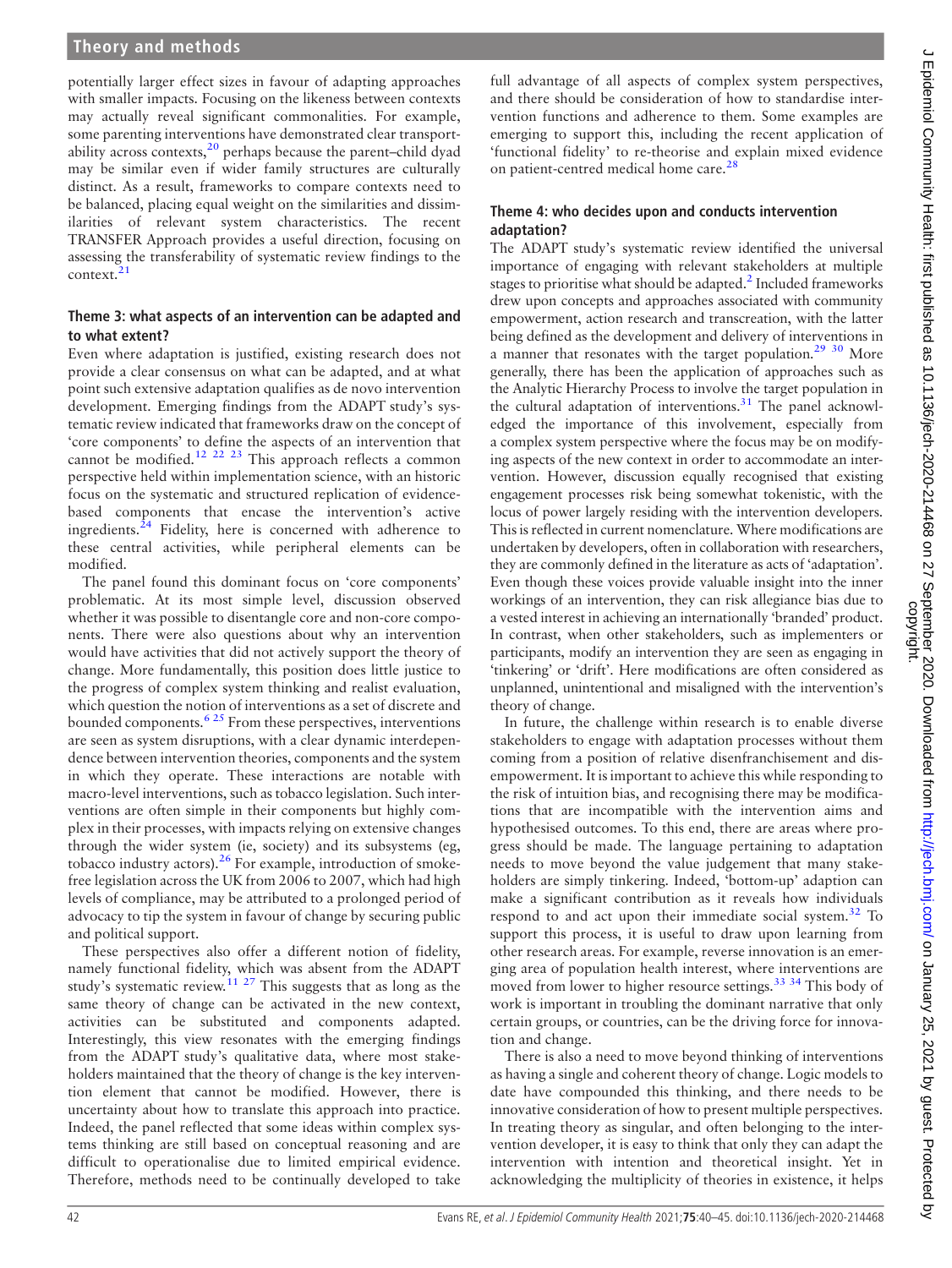potentially larger effect sizes in favour of adapting approaches with smaller impacts. Focusing on the likeness between contexts may actually reveal significant commonalities. For example, some parenting interventions have demonstrated clear transportability across contexts,[20] perhaps because the parent–child dyad may be similar even if wider family structures are culturally distinct. As a result, frameworks to compare contexts need to be balanced, placing equal weight on the similarities and dissimilarities of relevant system characteristics. The recent TRANSFER Approach provides a useful direction, focusing on assessing the transferability of systematic review findings to the context.[21]

### Theme 3: what aspects of an intervention can be adapted and to what extent?

Even where adaptation is justified, existing research does not provide a clear consensus on what can be adapted, and at what point such extensive adaptation qualifies as de novo intervention development. Emerging findings from the ADAPT study's systematic review indicated that frameworks draw on the concept of 'core components' to define the aspects of an intervention that cannot be modified.[12 22 23] This approach reflects a common perspective held within implementation science, with an historic focus on the systematic and structured replication of evidence-based components that encase the intervention's active ingredients.[24] Fidelity, here is concerned with adherence to these central activities, while peripheral elements can be modified.

The panel found this dominant focus on 'core components' problematic. At its most simple level, discussion observed whether it was possible to disentangle core and non-core components. There were also questions about why an intervention would have activities that did not actively support the theory of change. More fundamentally, this position does little justice to the progress of complex system thinking and realist evaluation, which question the notion of interventions as a set of discrete and bounded components.[6 25] From these perspectives, interventions are seen as system disruptions, with a clear dynamic interdependence between intervention theories, components and the system in which they operate. These interactions are notable with macro-level interventions, such as tobacco legislation. Such interventions are often simple in their components but highly complex in their processes, with impacts relying on extensive changes through the wider system (ie, society) and its subsystems (eg, tobacco industry actors).[26] For example, introduction of smoke-free legislation across the UK from 2006 to 2007, which had high levels of compliance, may be attributed to a prolonged period of advocacy to tip the system in favour of change by securing public and political support.

These perspectives also offer a different notion of fidelity, namely functional fidelity, which was absent from the ADAPT study's systematic review.[11 27] This suggests that as long as the same theory of change can be activated in the new context, activities can be substituted and components adapted. Interestingly, this view resonates with the emerging findings from the ADAPT study's qualitative data, where most stakeholders maintained that the theory of change is the key intervention element that cannot be modified. However, there is uncertainty about how to translate this approach into practice. Indeed, the panel reflected that some ideas within complex systems thinking are still based on conceptual reasoning and are difficult to operationalise due to limited empirical evidence. Therefore, methods need to be continually developed to take full advantage of all aspects of complex system perspectives, and there should be consideration of how to standardise intervention functions and adherence to them. Some examples are emerging to support this, including the recent application of 'functional fidelity' to re-theorise and explain mixed evidence on patient-centred medical home care.[28]

### Theme 4: who decides upon and conducts intervention adaptation?

The ADAPT study's systematic review identified the universal importance of engaging with relevant stakeholders at multiple stages to prioritise what should be adapted.[2] Included frameworks drew upon concepts and approaches associated with community empowerment, action research and transcreation, with the latter being defined as the development and delivery of interventions in a manner that resonates with the target population.[29 30] More generally, there has been the application of approaches such as the Analytic Hierarchy Process to involve the target population in the cultural adaptation of interventions.[31] The panel acknowledged the importance of this involvement, especially from a complex system perspective where the focus may be on modifying aspects of the new context in order to accommodate an intervention. However, discussion equally recognised that existing engagement processes risk being somewhat tokenistic, with the locus of power largely residing with the intervention developers. This is reflected in current nomenclature. Where modifications are undertaken by developers, often in collaboration with researchers, they are commonly defined in the literature as acts of 'adaptation'. Even though these voices provide valuable insight into the inner workings of an intervention, they can risk allegiance bias due to a vested interest in achieving an internationally 'branded' product. In contrast, when other stakeholders, such as implementers or participants, modify an intervention they are seen as engaging in 'tinkering' or 'drift'. Here modifications are often considered as unplanned, unintentional and misaligned with the intervention's theory of change.

In future, the challenge within research is to enable diverse stakeholders to engage with adaptation processes without them coming from a position of relative disenfranchisement and disempowerment. It is important to achieve this while responding to the risk of intuition bias, and recognising there may be modifications that are incompatible with the intervention aims and hypothesised outcomes. To this end, there are areas where progress should be made. The language pertaining to adaptation needs to move beyond the value judgement that many stakeholders are simply tinkering. Indeed, 'bottom-up' adaption can make a significant contribution as it reveals how individuals respond to and act upon their immediate social system.[32] To support this process, it is useful to draw upon learning from other research areas. For example, reverse innovation is an emerging area of population health interest, where interventions are moved from lower to higher resource settings.[33 34] This body of work is important in troubling the dominant narrative that only certain groups, or countries, can be the driving force for innovation and change.

There is also a need to move beyond thinking of interventions as having a single and coherent theory of change. Logic models to date have compounded this thinking, and there needs to be innovative consideration of how to present multiple perspectives. In treating theory as singular, and often belonging to the intervention developer, it is easy to think that only they can adapt the intervention with intention and theoretical insight. Yet in acknowledging the multiplicity of theories in existence, it helps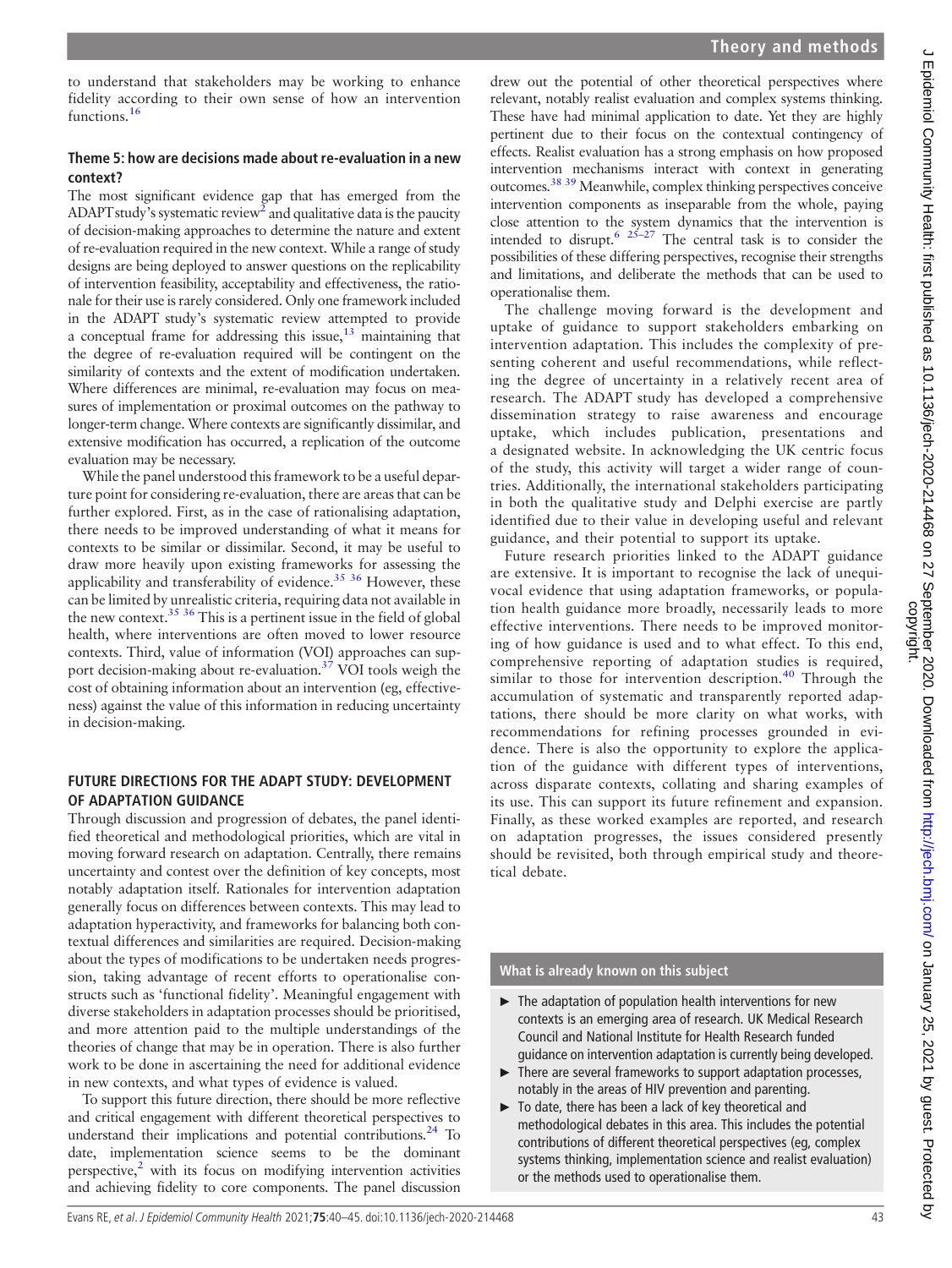to understand that stakeholders may be working to enhance fidelity according to their own sense of how an intervention functions.[16]

### Theme 5: how are decisions made about re-evaluation in a new context?

The most significant evidence gap that has emerged from the ADAPT study's systematic review[2] and qualitative data is the paucity of decision-making approaches to determine the nature and extent of re-evaluation required in the new context. While a range of study designs are being deployed to answer questions on the replicability of intervention feasibility, acceptability and effectiveness, the rationale for their use is rarely considered. Only one framework included in the ADAPT study's systematic review attempted to provide a conceptual frame for addressing this issue,[13] maintaining that the degree of re-evaluation required will be contingent on the similarity of contexts and the extent of modification undertaken. Where differences are minimal, re-evaluation may focus on measures of implementation or proximal outcomes on the pathway to longer-term change. Where contexts are significantly dissimilar, and extensive modification has occurred, a replication of the outcome evaluation may be necessary.

While the panel understood this framework to be a useful departure point for considering re-evaluation, there are areas that can be further explored. First, as in the case of rationalising adaptation, there needs to be improved understanding of what it means for contexts to be similar or dissimilar. Second, it may be useful to draw more heavily upon existing frameworks for assessing the applicability and transferability of evidence.[35,36] However, these can be limited by unrealistic criteria, requiring data not available in the new context.[35,36] This is a pertinent issue in the field of global health, where interventions are often moved to lower resource contexts. Third, value of information (VOI) approaches can support decision-making about re-evaluation.[37] VOI tools weigh the cost of obtaining information about an intervention (eg, effectiveness) against the value of this information in reducing uncertainty in decision-making.

## FUTURE DIRECTIONS FOR THE ADAPT STUDY: DEVELOPMENT OF ADAPTATION GUIDANCE

Through discussion and progression of debates, the panel identified theoretical and methodological priorities, which are vital in moving forward research on adaptation. Centrally, there remains uncertainty and contest over the definition of key concepts, most notably adaptation itself. Rationales for intervention adaptation generally focus on differences between contexts. This may lead to adaptation hyperactivity, and frameworks for balancing both contextual differences and similarities are required. Decision-making about the types of modifications to be undertaken needs progression, taking advantage of recent efforts to operationalise constructs such as 'functional fidelity'. Meaningful engagement with diverse stakeholders in adaptation processes should be prioritised, and more attention paid to the multiple understandings of the theories of change that may be in operation. There is also further work to be done in ascertaining the need for additional evidence in new contexts, and what types of evidence is valued.

To support this future direction, there should be more reflective and critical engagement with different theoretical perspectives to understand their implications and potential contributions.[24] To date, implementation science seems to be the dominant perspective,[2] with its focus on modifying intervention activities and achieving fidelity to core components. The panel discussion drew out the potential of other theoretical perspectives where relevant, notably realist evaluation and complex systems thinking. These have had minimal application to date. Yet they are highly pertinent due to their focus on the contextual contingency of effects. Realist evaluation has a strong emphasis on how proposed intervention mechanisms interact with context in generating outcomes.[38,39] Meanwhile, complex thinking perspectives conceive intervention components as inseparable from the whole, paying close attention to the system dynamics that the intervention is intended to disrupt.[6,25–27] The central task is to consider the possibilities of these differing perspectives, recognise their strengths and limitations, and deliberate the methods that can be used to operationalise them.

The challenge moving forward is the development and uptake of guidance to support stakeholders embarking on intervention adaptation. This includes the complexity of presenting coherent and useful recommendations, while reflecting the degree of uncertainty in a relatively recent area of research. The ADAPT study has developed a comprehensive dissemination strategy to raise awareness and encourage uptake, which includes publication, presentations and a designated website. In acknowledging the UK centric focus of the study, this activity will target a wider range of countries. Additionally, the international stakeholders participating in both the qualitative study and Delphi exercise are partly identified due to their value in developing useful and relevant guidance, and their potential to support its uptake.

Future research priorities linked to the ADAPT guidance are extensive. It is important to recognise the lack of unequivocal evidence that using adaptation frameworks, or population health guidance more broadly, necessarily leads to more effective interventions. There needs to be improved monitoring of how guidance is used and to what effect. To this end, comprehensive reporting of adaptation studies is required, similar to those for intervention description.[40] Through the accumulation of systematic and transparently reported adaptations, there should be more clarity on what works, with recommendations for refining processes grounded in evidence. There is also the opportunity to explore the application of the guidance with different types of interventions, across disparate contexts, collating and sharing examples of its use. This can support its future refinement and expansion. Finally, as these worked examples are reported, and research on adaptation progresses, the issues considered presently should be revisited, both through empirical study and theoretical debate.

**What is already known on this subject**

- The adaptation of population health interventions for new contexts is an emerging area of research. UK Medical Research Council and National Institute for Health Research funded guidance on intervention adaptation is currently being developed.
- There are several frameworks to support adaptation processes, notably in the areas of HIV prevention and parenting.
- To date, there has been a lack of key theoretical and methodological debates in this area. This includes the potential contributions of different theoretical perspectives (eg, complex systems thinking, implementation science and realist evaluation) or the methods used to operationalise them.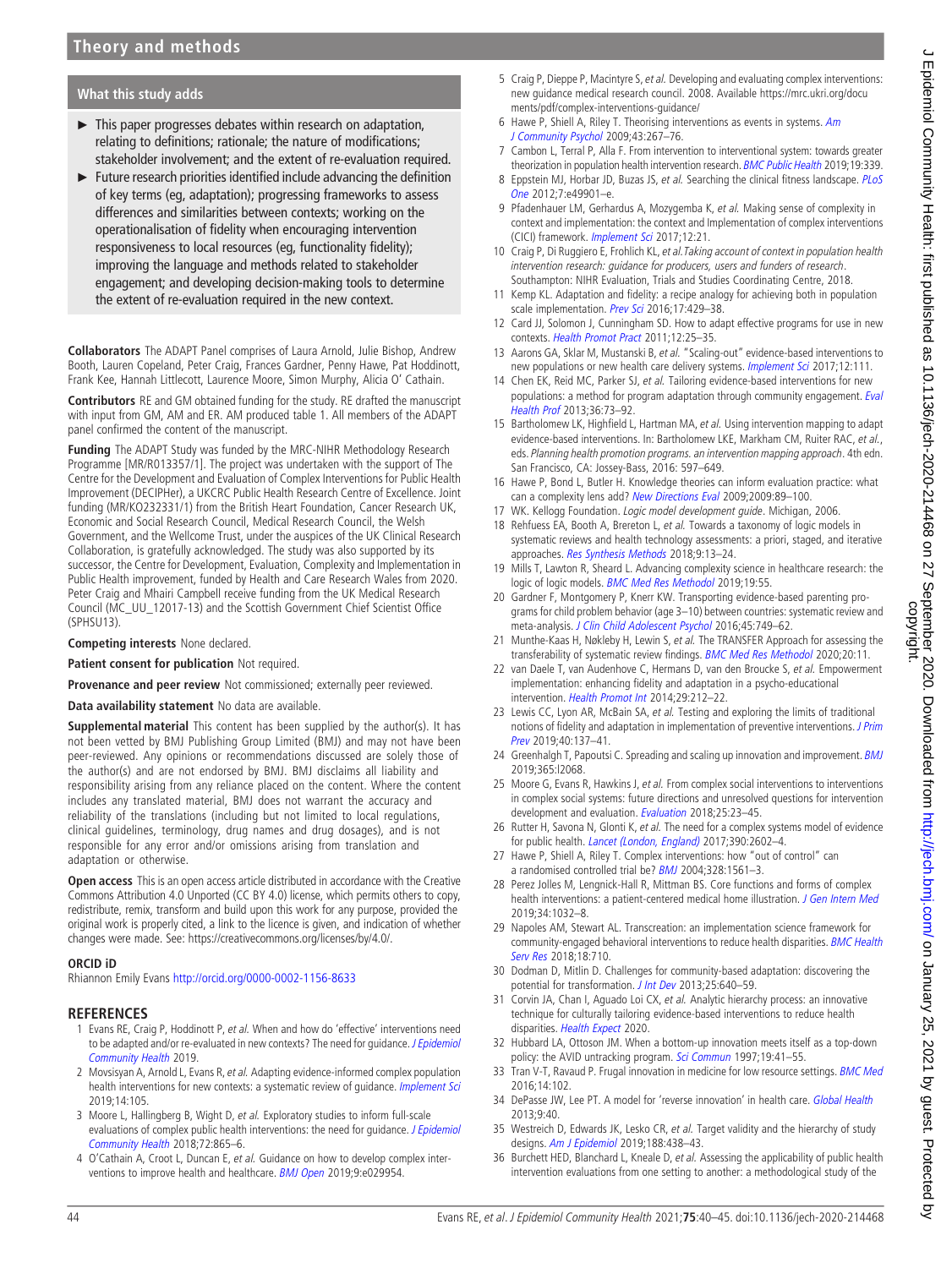## What this study adds

- This paper progresses debates within research on adaptation, relating to definitions; rationale; the nature of modifications; stakeholder involvement; and the extent of re-evaluation required.
- Future research priorities identified include advancing the definition of key terms (eg, adaptation); progressing frameworks to assess differences and similarities between contexts; working on the operationalisation of fidelity when encouraging intervention responsiveness to local resources (eg, functionality fidelity); improving the language and methods related to stakeholder engagement; and developing decision-making tools to determine the extent of re-evaluation required in the new context.

**Collaborators** The ADAPT Panel comprises of Laura Arnold, Julie Bishop, Andrew Booth, Lauren Copeland, Peter Craig, Frances Gardner, Penny Hawe, Pat Hoddinott, Frank Kee, Hannah Littlecott, Laurence Moore, Simon Murphy, Alicia O' Cathain.

**Contributors** RE and GM obtained funding for the study. RE drafted the manuscript with input from GM, AM and ER. AM produced table 1. All members of the ADAPT panel confirmed the content of the manuscript.

**Funding** The ADAPT Study was funded by the MRC-NIHR Methodology Research Programme [MR/R013357/1]. The project was undertaken with the support of The Centre for the Development and Evaluation of Complex Interventions for Public Health Improvement (DECIPHer), a UKCRC Public Health Research Centre of Excellence. Joint funding (MR/KO232331/1) from the British Heart Foundation, Cancer Research UK, Economic and Social Research Council, Medical Research Council, the Welsh Government, and the Wellcome Trust, under the auspices of the UK Clinical Research Collaboration, is gratefully acknowledged. The study was also supported by its successor, the Centre for Development, Evaluation, Complexity and Implementation in Public Health improvement, funded by Health and Care Research Wales from 2020. Peter Craig and Mhairi Campbell receive funding from the UK Medical Research Council (MC_UU_12017-13) and the Scottish Government Chief Scientist Office (SPHSU13).

**Competing interests** None declared.

**Patient consent for publication** Not required.

**Provenance and peer review** Not commissioned; externally peer reviewed.

**Data availability statement** No data are available.

**Supplemental material** This content has been supplied by the author(s). It has not been vetted by BMJ Publishing Group Limited (BMJ) and may not have been peer-reviewed. Any opinions or recommendations discussed are solely those of the author(s) and are not endorsed by BMJ. BMJ disclaims all liability and responsibility arising from any reliance placed on the content. Where the content includes any translated material, BMJ does not warrant the accuracy and reliability of the translations (including but not limited to local regulations, clinical guidelines, terminology, drug names and drug dosages), and is not responsible for any error and/or omissions arising from translation and adaptation or otherwise.

**Open access** This is an open access article distributed in accordance with the Creative Commons Attribution 4.0 Unported (CC BY 4.0) license, which permits others to copy, redistribute, remix, transform and build upon this work for any purpose, provided the original work is properly cited, a link to the licence is given, and indication of whether changes were made. See: https://creativecommons.org/licenses/by/4.0/.

### ORCID iD

Rhiannon Emily Evans http://orcid.org/0000-0002-1156-8633

## REFERENCES

1. Evans RE, Craig P, Hoddinott P, *et al*. When and how do 'effective' interventions need to be adapted and/or re-evaluated in new contexts? The need for guidance. *J Epidemiol Community Health* 2019.
2. Movsisyan A, Arnold L, Evans R, *et al*. Adapting evidence-informed complex population health interventions for new contexts: a systematic review of guidance. *Implement Sci* 2019;14:105.
3. Moore L, Hallingberg B, Wight D, *et al*. Exploratory studies to inform full-scale evaluations of complex public health interventions: the need for guidance. *J Epidemiol Community Health* 2018;72:865–6.
4. O'Cathain A, Croot L, Duncan E, *et al*. Guidance on how to develop complex interventions to improve health and healthcare. *BMJ Open* 2019;9:e029954.
5. Craig P, Dieppe P, Macintyre S, *et al*. Developing and evaluating complex interventions: new guidance medical research council. 2008. Available https://mrc.ukri.org/documents/pdf/complex-interventions-guidance/
6. Hawe P, Shiell A, Riley T. Theorising interventions as events in systems. *Am J Community Psychol* 2009;43:267–76.
7. Cambon L, Terral P, Alla F. From intervention to interventional system: towards greater theorization in population health intervention research. *BMC Public Health* 2019;19:339.
8. Eppstein MJ, Horbar JD, Buzas JS, *et al*. Searching the clinical fitness landscape. *PLoS One* 2012;7:e49901–e.
9. Pfadenhauer LM, Gerhardus A, Mozygemba K, *et al*. Making sense of complexity in context and implementation: the context and Implementation of complex interventions (CICI) framework. *Implement Sci* 2017;12:21.
10. Craig P, Di Ruggiero E, Frohlich KL, *et al*. *Taking account of context in population health intervention research: guidance for producers, users and funders of research*. Southampton: NIHR Evaluation, Trials and Studies Coordinating Centre, 2018.
11. Kemp KL. Adaptation and fidelity: a recipe analogy for achieving both in population scale implementation. *Prev Sci* 2016;17:429–38.
12. Card JJ, Solomon J, Cunningham SD. How to adapt effective programs for use in new contexts. *Health Promot Pract* 2011;12:25–35.
13. Aarons GA, Sklar M, Mustanski B, *et al*. "Scaling-out" evidence-based interventions to new populations or new health care delivery systems. *Implement Sci* 2017;12:111.
14. Chen EK, Reid MC, Parker SJ, *et al*. Tailoring evidence-based interventions for new populations: a method for program adaptation through community engagement. *Eval Health Prof* 2013;36:73–92.
15. Bartholomew LK, Highfield L, Hartman MA, *et al*. Using intervention mapping to adapt evidence-based interventions. In: Bartholomew LKE, Markham CM, Ruiter RAC, *et al*., eds. *Planning health promotion programs. an intervention mapping approach*. 4th edn. San Francisco, CA: Jossey-Bass, 2016: 597–649.
16. Hawe P, Bond L, Butler H. Knowledge theories can inform evaluation practice: what can a complexity lens add? *New Directions Eval* 2009;2009:89–100.
17. WK. Kellogg Foundation. *Logic model development guide*. Michigan, 2006.
18. Rehfuess EA, Booth A, Brereton L, *et al*. Towards a taxonomy of logic models in systematic reviews and health technology assessments: a priori, staged, and iterative approaches. *Res Synthesis Methods* 2018;9:13–24.
19. Mills T, Lawton R, Sheard L. Advancing complexity science in healthcare research: the logic of logic models. *BMC Med Res Methodol* 2019;19:55.
20. Gardner F, Montgomery P, Knerr KW. Transporting evidence-based parenting programs for child problem behavior (age 3–10) between countries: systematic review and meta-analysis. *J Clin Child Adolescent Psychol* 2016;45:749–62.
21. Munthe-Kaas H, Nøkleby H, Lewin S, *et al*. The TRANSFER Approach for assessing the transferability of systematic review findings. *BMC Med Res Methodol* 2020;20:11.
22. van Daele T, van Audenhove C, Hermans D, van den Broucke S, *et al*. Empowerment implementation: enhancing fidelity and adaptation in a psycho-educational intervention. *Health Promot Int* 2014;29:212–22.
23. Lewis CC, Lyon AR, McBain SA, *et al*. Testing and exploring the limits of traditional notions of fidelity and adaptation in implementation of preventive interventions. *J Prim Prev* 2019;40:137–41.
24. Greenhalgh T, Papoutsi C. Spreading and scaling up innovation and improvement. *BMJ* 2019;365:l2068.
25. Moore G, Evans R, Hawkins J, *et al*. From complex social interventions to interventions in complex social systems: future directions and unresolved questions for intervention development and evaluation. *Evaluation* 2018;25:23–45.
26. Rutter H, Savona N, Glonti K, *et al*. The need for a complex systems model of evidence for public health. *Lancet (London, England)* 2017;390:2602–4.
27. Hawe P, Shiell A, Riley T. Complex interventions: how "out of control" can a randomised controlled trial be? *BMJ* 2004;328:1561–3.
28. Perez Jolles M, Lengnick-Hall R, Mittman BS. Core functions and forms of complex health interventions: a patient-centered medical home illustration. *J Gen Intern Med* 2019;34:1032–8.
29. Napoles AM, Stewart AL. Transcreation: an implementation science framework for community-engaged behavioral interventions to reduce health disparities. *BMC Health Serv Res* 2018;18:710.
30. Dodman D, Mitlin D. Challenges for community-based adaptation: discovering the potential for transformation. *J Int Dev* 2013;25:640–59.
31. Corvin JA, Chan I, Aguado Loi CX, *et al*. Analytic hierarchy process: an innovative technique for culturally tailoring evidence-based interventions to reduce health disparities. *Health Expect* 2020.
32. Hubbard LA, Ottoson JM. When a bottom-up innovation meets itself as a top-down policy: the AVID untracking program. *Sci Commun* 1997;19:41–55.
33. Tran V-T, Ravaud P. Frugal innovation in medicine for low resource settings. *BMC Med* 2016;14:102.
34. DePasse JW, Lee PT. A model for 'reverse innovation' in health care. *Global Health* 2013;9:40.
35. Westreich D, Edwards JK, Lesko CR, *et al*. Target validity and the hierarchy of study designs. *Am J Epidemiol* 2019;188:438–43.
36. Burchett HED, Blanchard L, Kneale D, *et al*. Assessing the applicability of public health intervention evaluations from one setting to another: a methodological study of the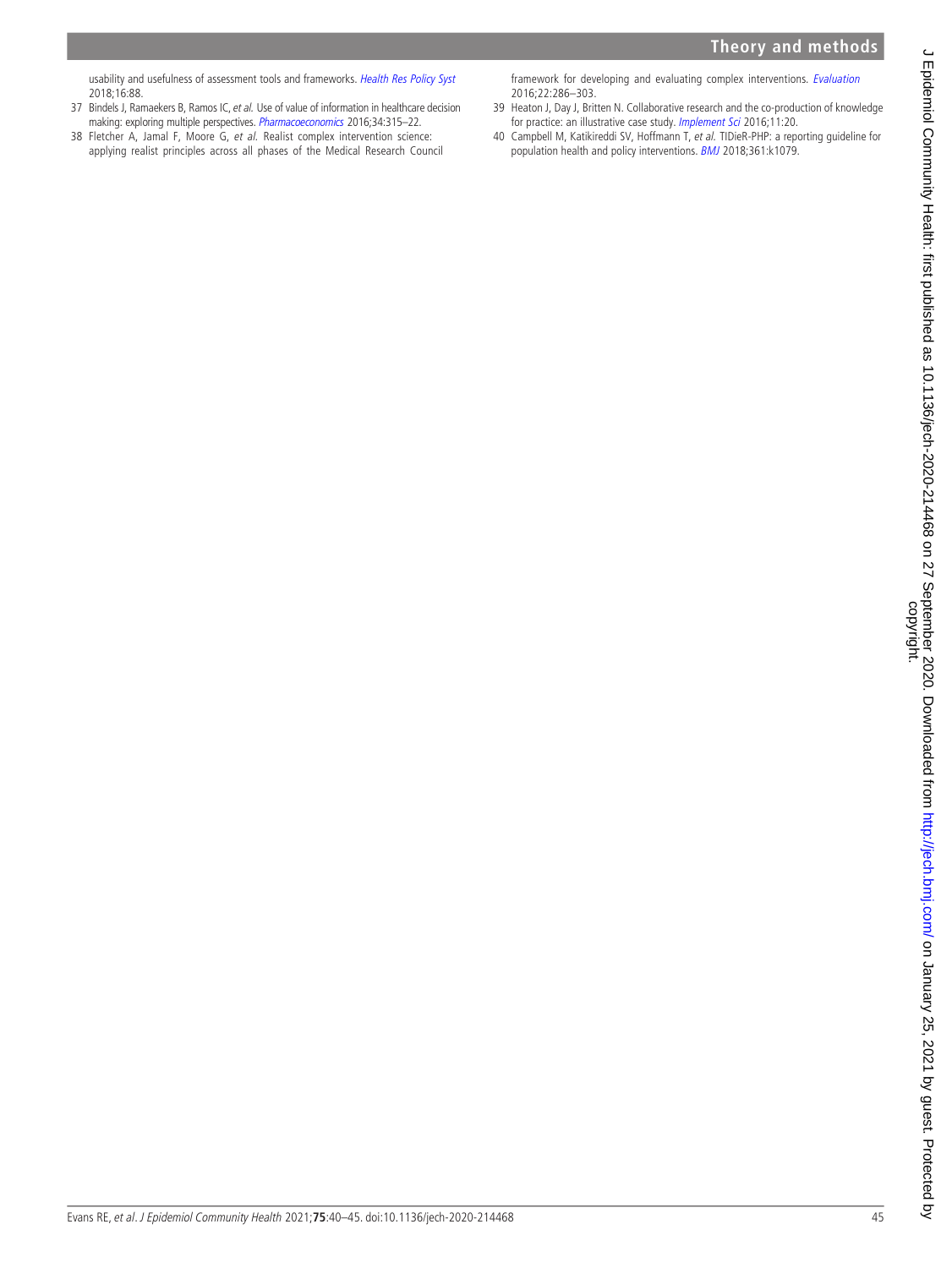usability and usefulness of assessment tools and frameworks. *Health Res Policy Syst* 2018;16:88.

37 Bindels J, Ramaekers B, Ramos IC, *et al.* Use of value of information in healthcare decision making: exploring multiple perspectives. *Pharmacoeconomics* 2016;34:315–22.

38 Fletcher A, Jamal F, Moore G, *et al.* Realist complex intervention science: applying realist principles across all phases of the Medical Research Council framework for developing and evaluating complex interventions. *Evaluation* 2016;22:286–303.

39 Heaton J, Day J, Britten N. Collaborative research and the co-production of knowledge for practice: an illustrative case study. *Implement Sci* 2016;11:20.

40 Campbell M, Katikireddi SV, Hoffmann T, *et al.* TIDieR-PHP: a reporting guideline for population health and policy interventions. *BMJ* 2018;361:k1079.